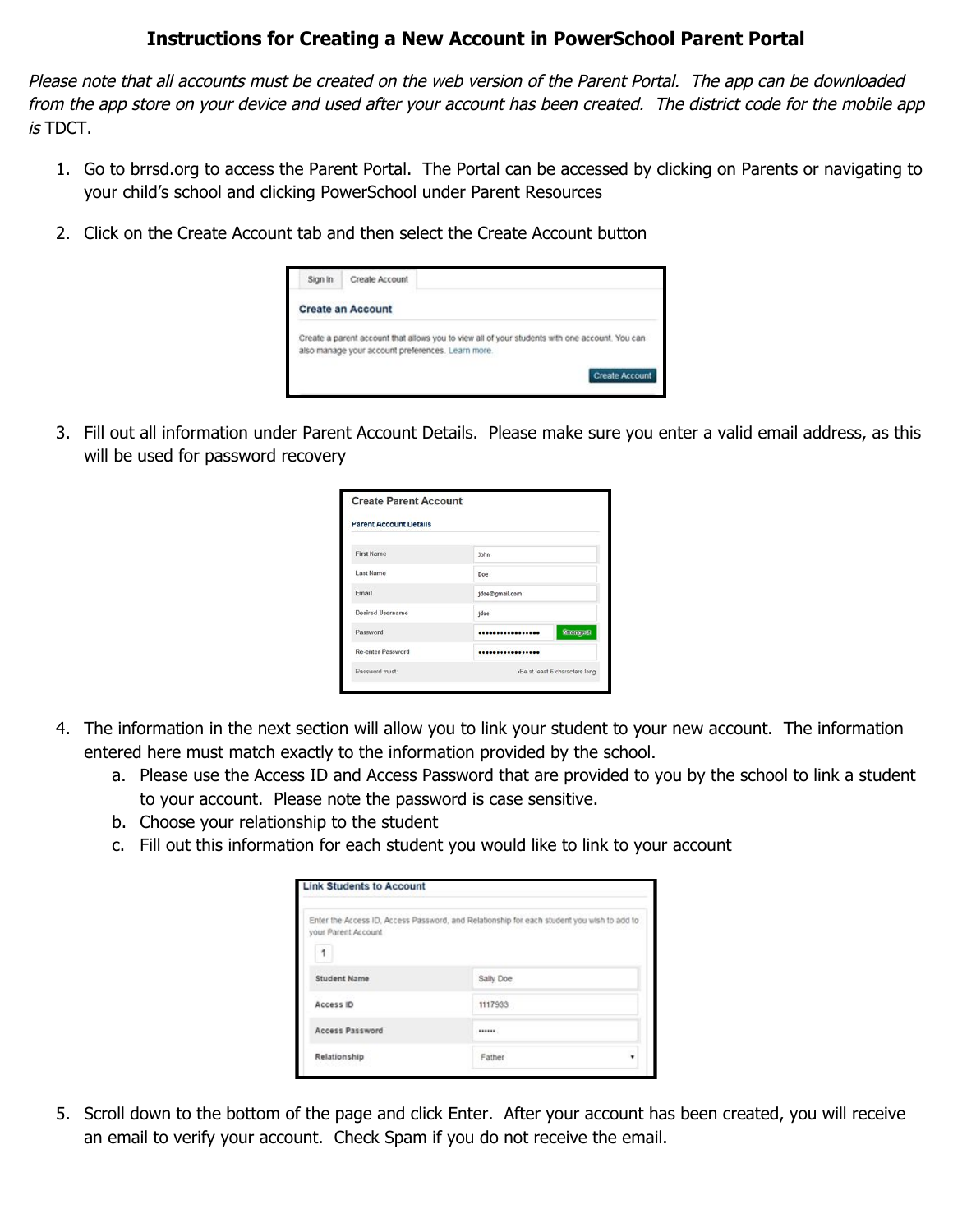# Instructions for Creating a New Account in PowerSchool Parent Portal

*Please note that all accounts must be created on the web version of the Parent Portal. The app can be downloaded from the app store on your device and used after your account has been created. The district code for the mobile app is* TDCT.

1. Go to brrsd.org to access the Parent Portal. The Portal can be accessed by clicking on Parents or navigating to your child's school and clicking PowerSchool under Parent Resources

2. Click on the Create Account tab and then select the Create Account button

3. Fill out all information under Parent Account Details. Please make sure you enter a valid email address, as this will be used for password recovery

4. The information in the next section will allow you to link your student to your new account. The information entered here must match exactly to the information provided by the school.
   a. Please use the Access ID and Access Password that are provided to you by the school to link a student to your account. Please note the password is case sensitive.
   b. Choose your relationship to the student
   c. Fill out this information for each student you would like to link to your account

5. Scroll down to the bottom of the page and click Enter. After your account has been created, you will receive an email to verify your account. Check Spam if you do not receive the email.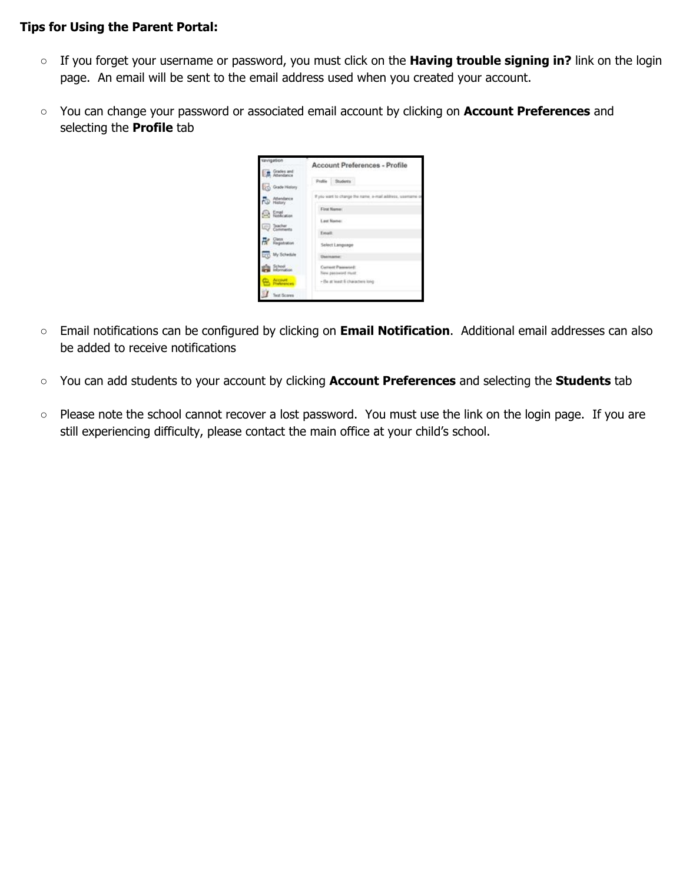**Tips for Using the Parent Portal:**

- If you forget your username or password, you must click on the **Having trouble signing in?** link on the login page. An email will be sent to the email address used when you created your account.

- You can change your password or associated email account by clicking on **Account Preferences** and selecting the **Profile** tab

- Email notifications can be configured by clicking on **Email Notification**. Additional email addresses can also be added to receive notifications

- You can add students to your account by clicking **Account Preferences** and selecting the **Students** tab

- Please note the school cannot recover a lost password. You must use the link on the login page. If you are still experiencing difficulty, please contact the main office at your child's school.